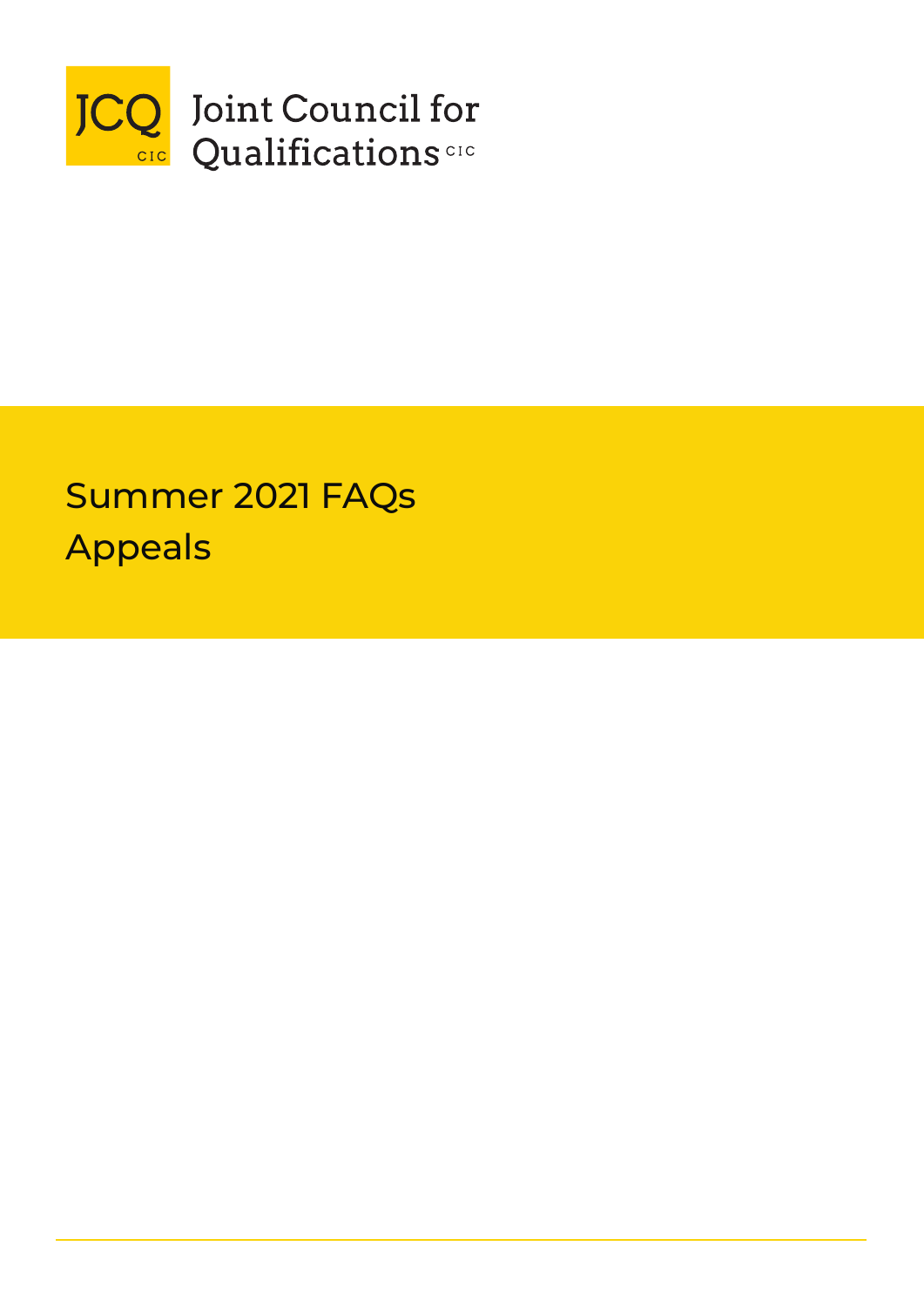JCQ CIC Joint Council for Qualifications CIC

# Summer 2021 FAQs
# Appeals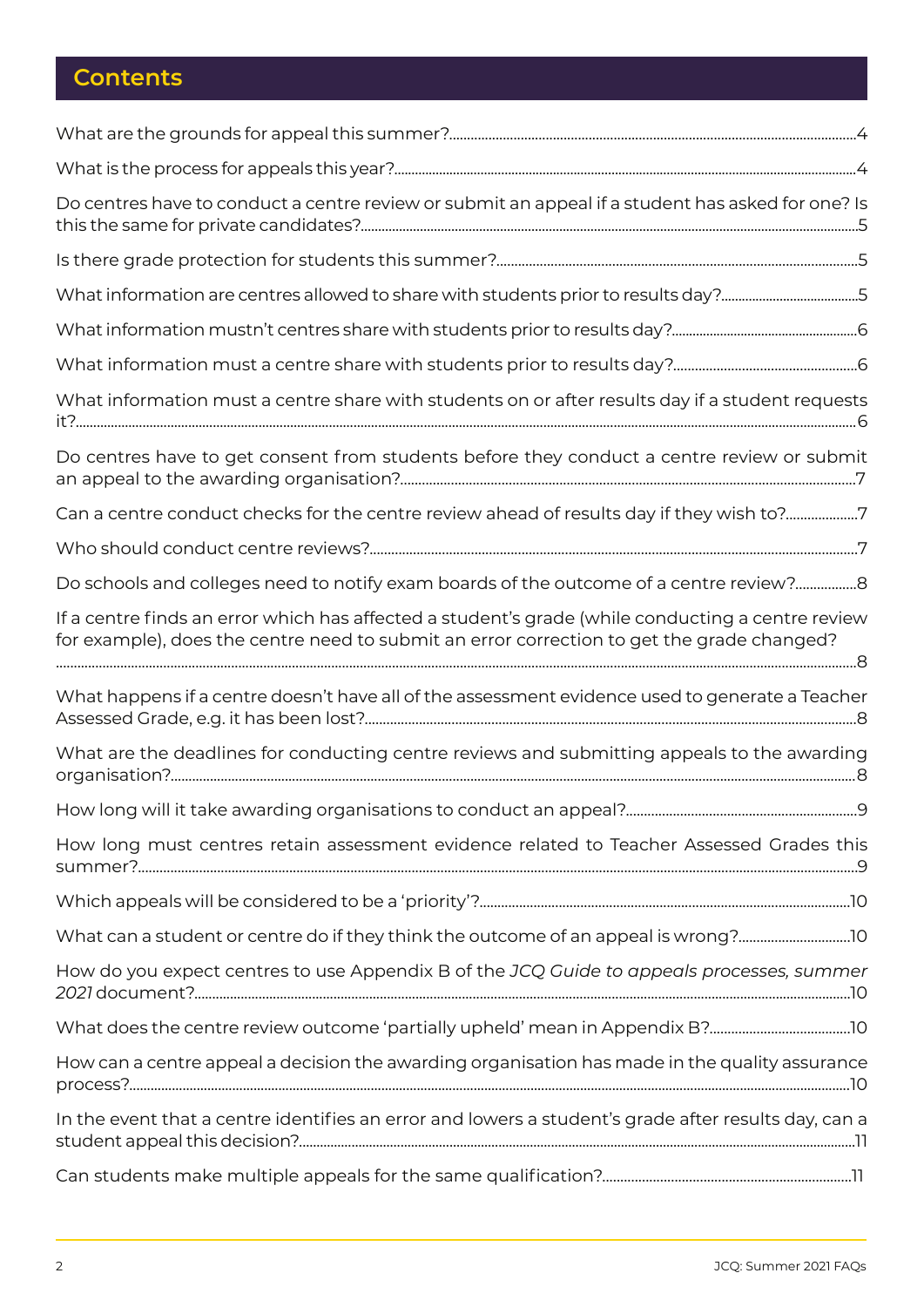## Contents

What are the grounds for appeal this summer?....4

What is the process for appeals this year?....4

Do centres have to conduct a centre review or submit an appeal if a student has asked for one? Is this the same for private candidates?....5

Is there grade protection for students this summer?....5

What information are centres allowed to share with students prior to results day?....5

What information mustn't centres share with students prior to results day?....6

What information must a centre share with students prior to results day?....6

What information must a centre share with students on or after results day if a student requests it?....6

Do centres have to get consent from students before they conduct a centre review or submit an appeal to the awarding organisation?....7

Can a centre conduct checks for the centre review ahead of results day if they wish to?....7

Who should conduct centre reviews?....7

Do schools and colleges need to notify exam boards of the outcome of a centre review?....8

If a centre finds an error which has affected a student's grade (while conducting a centre review for example), does the centre need to submit an error correction to get the grade changed? ....8

What happens if a centre doesn't have all of the assessment evidence used to generate a Teacher Assessed Grade, e.g. it has been lost?....8

What are the deadlines for conducting centre reviews and submitting appeals to the awarding organisation?....8

How long will it take awarding organisations to conduct an appeal?....9

How long must centres retain assessment evidence related to Teacher Assessed Grades this summer?....9

Which appeals will be considered to be a 'priority'?....10

What can a student or centre do if they think the outcome of an appeal is wrong?....10

How do you expect centres to use Appendix B of the *JCQ Guide to appeals processes, summer 2021* document?....10

What does the centre review outcome 'partially upheld' mean in Appendix B?....10

How can a centre appeal a decision the awarding organisation has made in the quality assurance process?....10

In the event that a centre identifies an error and lowers a student's grade after results day, can a student appeal this decision?....11

Can students make multiple appeals for the same qualification?....11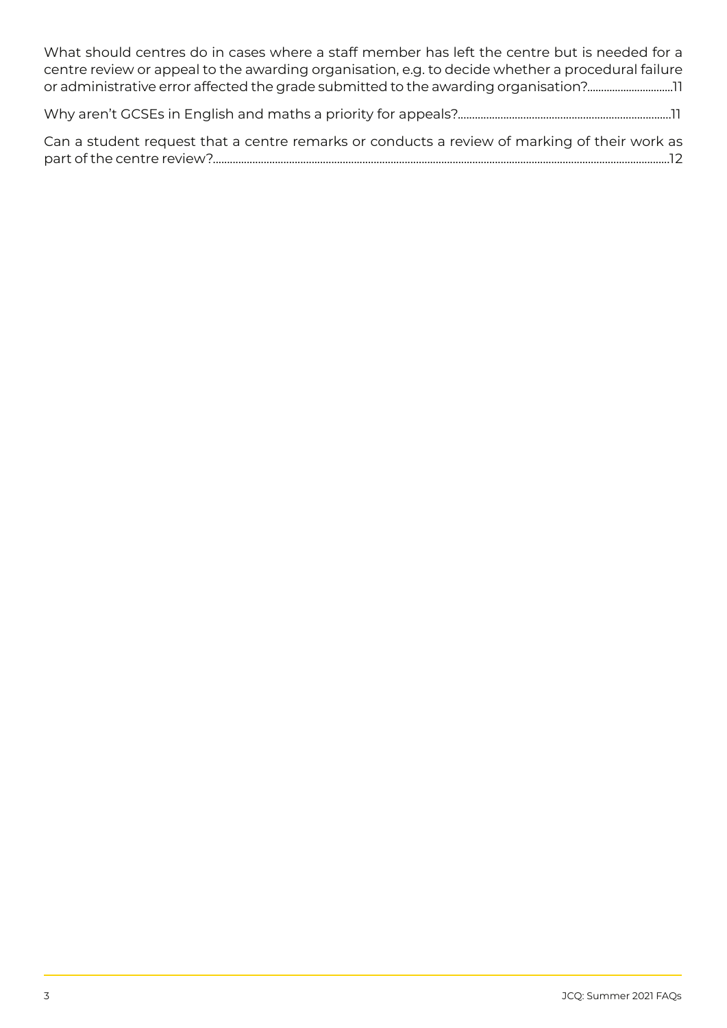What should centres do in cases where a staff member has left the centre but is needed for a centre review or appeal to the awarding organisation, e.g. to decide whether a procedural failure or administrative error affected the grade submitted to the awarding organisation?..............................11

Why aren't GCSEs in English and maths a priority for appeals?...........................................................................11

Can a student request that a centre remarks or conducts a review of marking of their work as part of the centre review?................................................................................................................................................12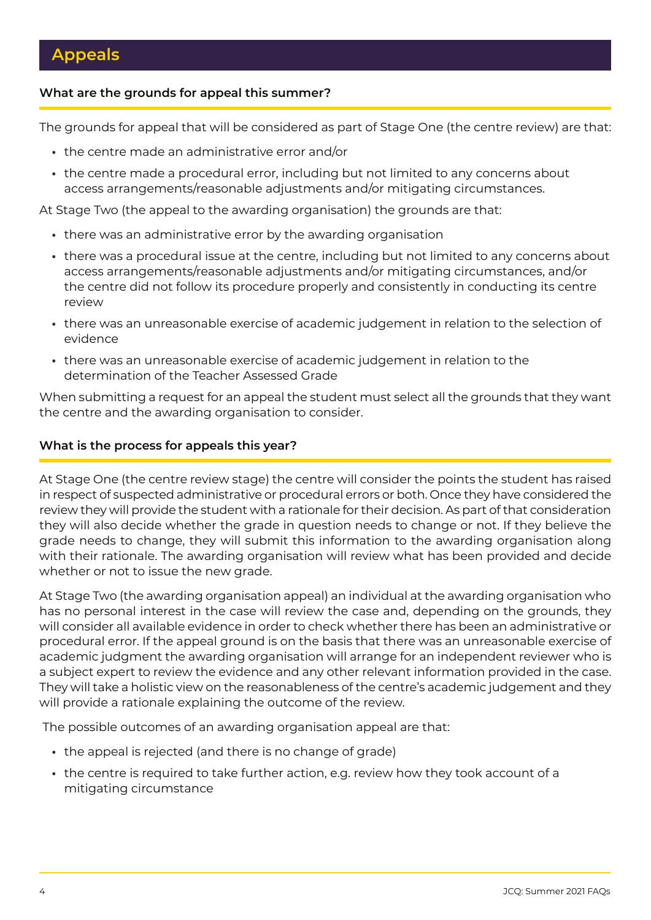## Appeals

### What are the grounds for appeal this summer?

The grounds for appeal that will be considered as part of Stage One (the centre review) are that:

- the centre made an administrative error and/or
- the centre made a procedural error, including but not limited to any concerns about access arrangements/reasonable adjustments and/or mitigating circumstances.

At Stage Two (the appeal to the awarding organisation) the grounds are that:

- there was an administrative error by the awarding organisation
- there was a procedural issue at the centre, including but not limited to any concerns about access arrangements/reasonable adjustments and/or mitigating circumstances, and/or the centre did not follow its procedure properly and consistently in conducting its centre review
- there was an unreasonable exercise of academic judgement in relation to the selection of evidence
- there was an unreasonable exercise of academic judgement in relation to the determination of the Teacher Assessed Grade

When submitting a request for an appeal the student must select all the grounds that they want the centre and the awarding organisation to consider.

### What is the process for appeals this year?

At Stage One (the centre review stage) the centre will consider the points the student has raised in respect of suspected administrative or procedural errors or both. Once they have considered the review they will provide the student with a rationale for their decision. As part of that consideration they will also decide whether the grade in question needs to change or not. If they believe the grade needs to change, they will submit this information to the awarding organisation along with their rationale. The awarding organisation will review what has been provided and decide whether or not to issue the new grade.

At Stage Two (the awarding organisation appeal) an individual at the awarding organisation who has no personal interest in the case will review the case and, depending on the grounds, they will consider all available evidence in order to check whether there has been an administrative or procedural error. If the appeal ground is on the basis that there was an unreasonable exercise of academic judgment the awarding organisation will arrange for an independent reviewer who is a subject expert to review the evidence and any other relevant information provided in the case. They will take a holistic view on the reasonableness of the centre's academic judgement and they will provide a rationale explaining the outcome of the review.

The possible outcomes of an awarding organisation appeal are that:

- the appeal is rejected (and there is no change of grade)
- the centre is required to take further action, e.g. review how they took account of a mitigating circumstance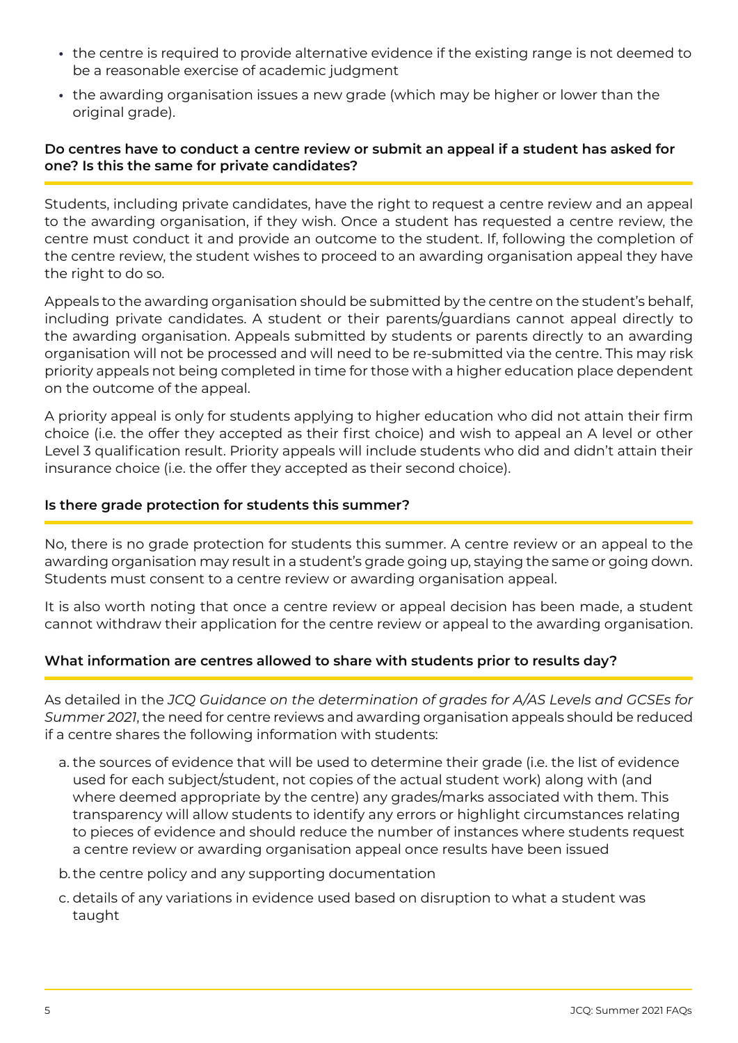- the centre is required to provide alternative evidence if the existing range is not deemed to be a reasonable exercise of academic judgment
- the awarding organisation issues a new grade (which may be higher or lower than the original grade).

### Do centres have to conduct a centre review or submit an appeal if a student has asked for one? Is this the same for private candidates?

Students, including private candidates, have the right to request a centre review and an appeal to the awarding organisation, if they wish. Once a student has requested a centre review, the centre must conduct it and provide an outcome to the student. If, following the completion of the centre review, the student wishes to proceed to an awarding organisation appeal they have the right to do so.

Appeals to the awarding organisation should be submitted by the centre on the student's behalf, including private candidates. A student or their parents/guardians cannot appeal directly to the awarding organisation. Appeals submitted by students or parents directly to an awarding organisation will not be processed and will need to be re-submitted via the centre. This may risk priority appeals not being completed in time for those with a higher education place dependent on the outcome of the appeal.

A priority appeal is only for students applying to higher education who did not attain their firm choice (i.e. the offer they accepted as their first choice) and wish to appeal an A level or other Level 3 qualification result. Priority appeals will include students who did and didn't attain their insurance choice (i.e. the offer they accepted as their second choice).

### Is there grade protection for students this summer?

No, there is no grade protection for students this summer. A centre review or an appeal to the awarding organisation may result in a student's grade going up, staying the same or going down. Students must consent to a centre review or awarding organisation appeal.

It is also worth noting that once a centre review or appeal decision has been made, a student cannot withdraw their application for the centre review or appeal to the awarding organisation.

### What information are centres allowed to share with students prior to results day?

As detailed in the *JCQ Guidance on the determination of grades for A/AS Levels and GCSEs for Summer 2021*, the need for centre reviews and awarding organisation appeals should be reduced if a centre shares the following information with students:

a. the sources of evidence that will be used to determine their grade (i.e. the list of evidence used for each subject/student, not copies of the actual student work) along with (and where deemed appropriate by the centre) any grades/marks associated with them. This transparency will allow students to identify any errors or highlight circumstances relating to pieces of evidence and should reduce the number of instances where students request a centre review or awarding organisation appeal once results have been issued

b. the centre policy and any supporting documentation

c. details of any variations in evidence used based on disruption to what a student was taught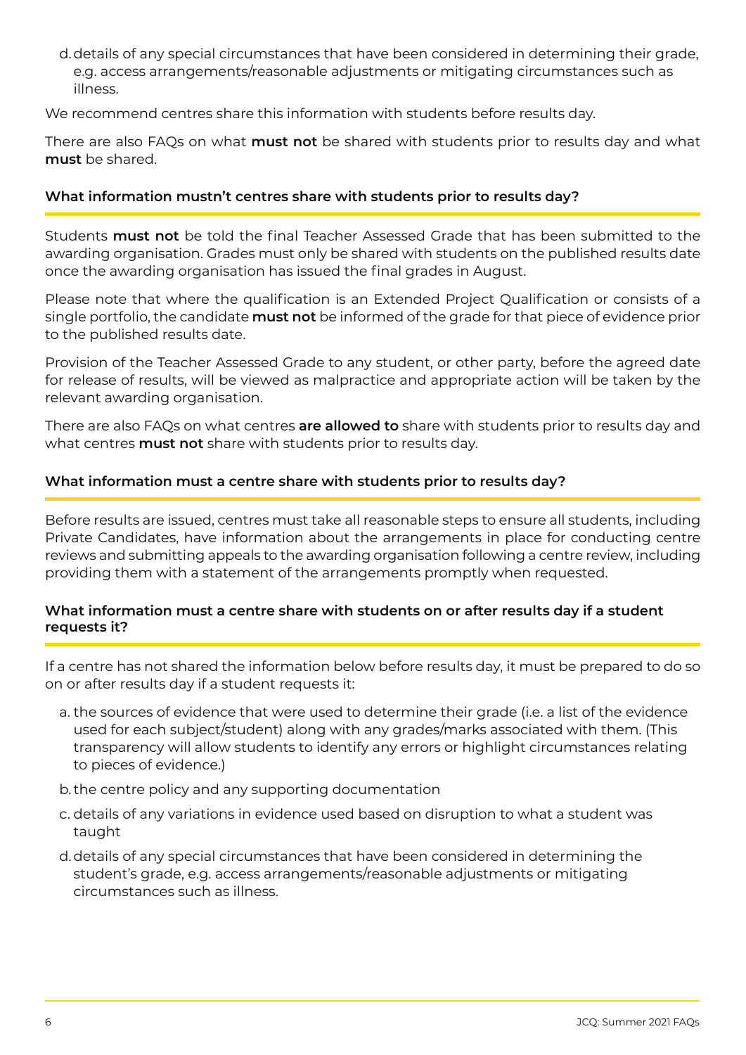d. details of any special circumstances that have been considered in determining their grade, e.g. access arrangements/reasonable adjustments or mitigating circumstances such as illness.

We recommend centres share this information with students before results day.

There are also FAQs on what **must not** be shared with students prior to results day and what **must** be shared.

### What information mustn't centres share with students prior to results day?

Students **must not** be told the final Teacher Assessed Grade that has been submitted to the awarding organisation. Grades must only be shared with students on the published results date once the awarding organisation has issued the final grades in August.

Please note that where the qualification is an Extended Project Qualification or consists of a single portfolio, the candidate **must not** be informed of the grade for that piece of evidence prior to the published results date.

Provision of the Teacher Assessed Grade to any student, or other party, before the agreed date for release of results, will be viewed as malpractice and appropriate action will be taken by the relevant awarding organisation.

There are also FAQs on what centres **are allowed to** share with students prior to results day and what centres **must not** share with students prior to results day.

### What information must a centre share with students prior to results day?

Before results are issued, centres must take all reasonable steps to ensure all students, including Private Candidates, have information about the arrangements in place for conducting centre reviews and submitting appeals to the awarding organisation following a centre review, including providing them with a statement of the arrangements promptly when requested.

### What information must a centre share with students on or after results day if a student requests it?

If a centre has not shared the information below before results day, it must be prepared to do so on or after results day if a student requests it:

a. the sources of evidence that were used to determine their grade (i.e. a list of the evidence used for each subject/student) along with any grades/marks associated with them. (This transparency will allow students to identify any errors or highlight circumstances relating to pieces of evidence.)

b. the centre policy and any supporting documentation

c. details of any variations in evidence used based on disruption to what a student was taught

d. details of any special circumstances that have been considered in determining the student's grade, e.g. access arrangements/reasonable adjustments or mitigating circumstances such as illness.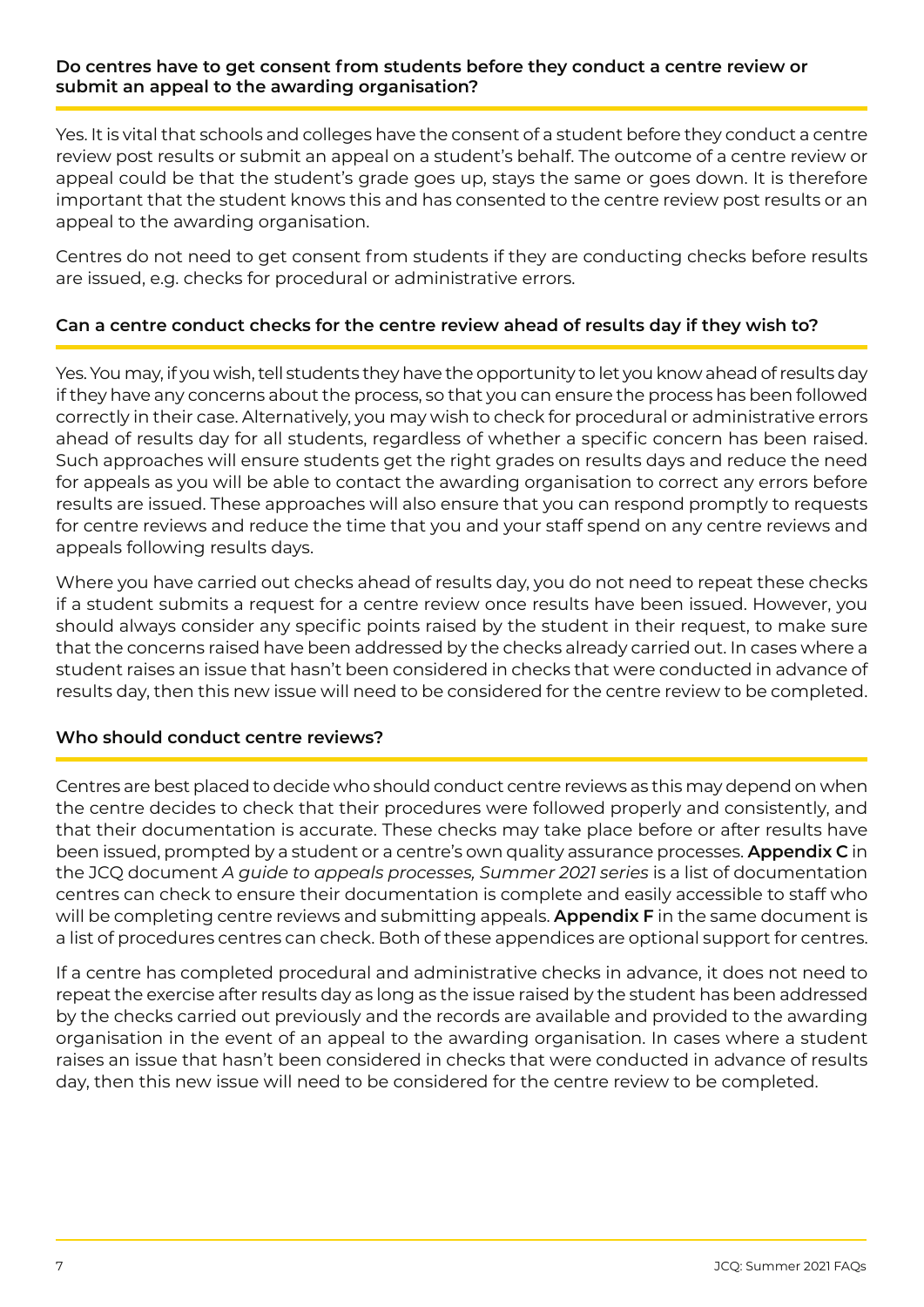### Do centres have to get consent from students before they conduct a centre review or submit an appeal to the awarding organisation?

Yes. It is vital that schools and colleges have the consent of a student before they conduct a centre review post results or submit an appeal on a student's behalf. The outcome of a centre review or appeal could be that the student's grade goes up, stays the same or goes down. It is therefore important that the student knows this and has consented to the centre review post results or an appeal to the awarding organisation.

Centres do not need to get consent from students if they are conducting checks before results are issued, e.g. checks for procedural or administrative errors.

### Can a centre conduct checks for the centre review ahead of results day if they wish to?

Yes. You may, if you wish, tell students they have the opportunity to let you know ahead of results day if they have any concerns about the process, so that you can ensure the process has been followed correctly in their case. Alternatively, you may wish to check for procedural or administrative errors ahead of results day for all students, regardless of whether a specific concern has been raised. Such approaches will ensure students get the right grades on results days and reduce the need for appeals as you will be able to contact the awarding organisation to correct any errors before results are issued. These approaches will also ensure that you can respond promptly to requests for centre reviews and reduce the time that you and your staff spend on any centre reviews and appeals following results days.

Where you have carried out checks ahead of results day, you do not need to repeat these checks if a student submits a request for a centre review once results have been issued. However, you should always consider any specific points raised by the student in their request, to make sure that the concerns raised have been addressed by the checks already carried out. In cases where a student raises an issue that hasn't been considered in checks that were conducted in advance of results day, then this new issue will need to be considered for the centre review to be completed.

### Who should conduct centre reviews?

Centres are best placed to decide who should conduct centre reviews as this may depend on when the centre decides to check that their procedures were followed properly and consistently, and that their documentation is accurate. These checks may take place before or after results have been issued, prompted by a student or a centre's own quality assurance processes. **Appendix C** in the JCQ document *A guide to appeals processes, Summer 2021 series* is a list of documentation centres can check to ensure their documentation is complete and easily accessible to staff who will be completing centre reviews and submitting appeals. **Appendix F** in the same document is a list of procedures centres can check. Both of these appendices are optional support for centres.

If a centre has completed procedural and administrative checks in advance, it does not need to repeat the exercise after results day as long as the issue raised by the student has been addressed by the checks carried out previously and the records are available and provided to the awarding organisation in the event of an appeal to the awarding organisation. In cases where a student raises an issue that hasn't been considered in checks that were conducted in advance of results day, then this new issue will need to be considered for the centre review to be completed.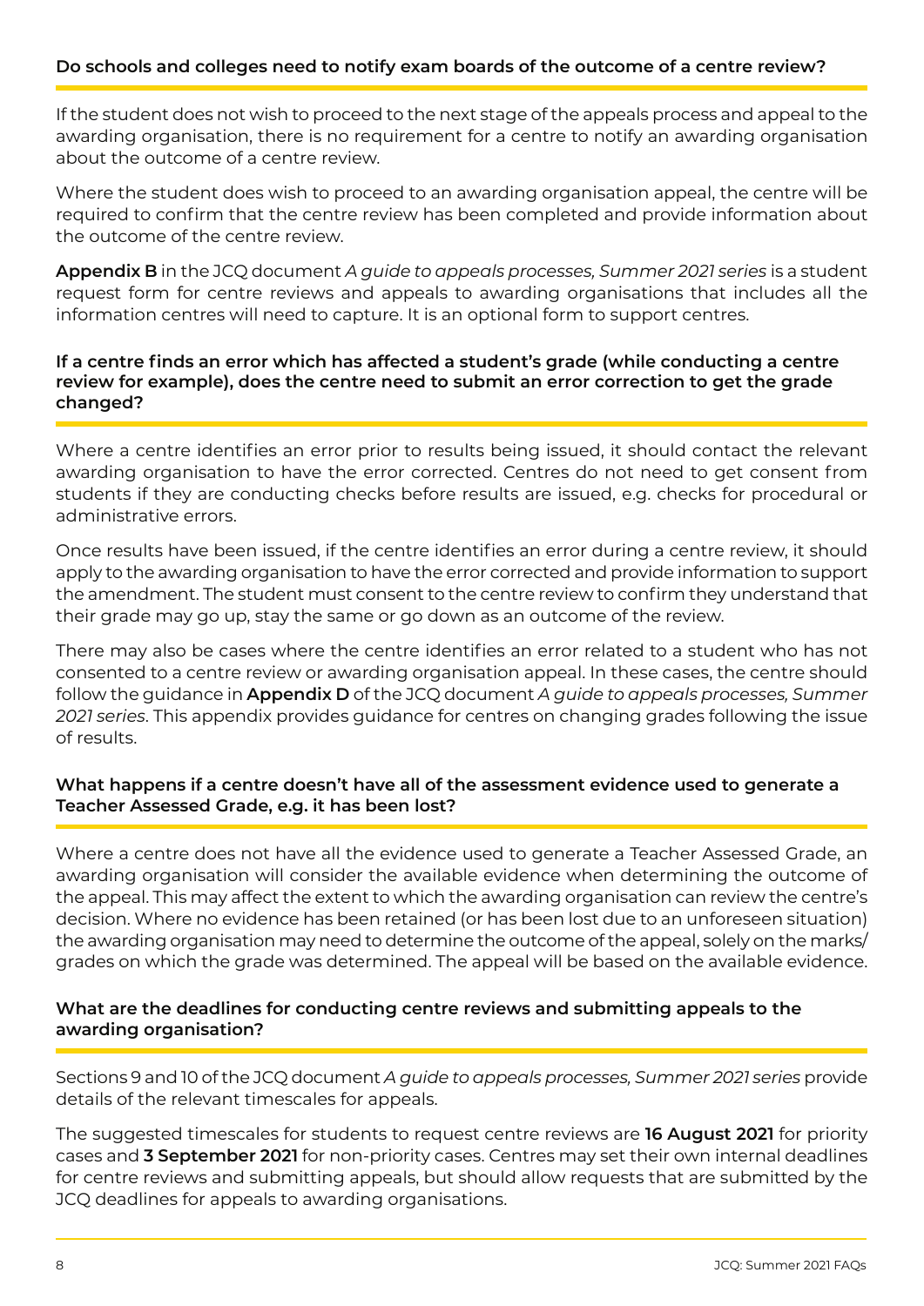### Do schools and colleges need to notify exam boards of the outcome of a centre review?

If the student does not wish to proceed to the next stage of the appeals process and appeal to the awarding organisation, there is no requirement for a centre to notify an awarding organisation about the outcome of a centre review.

Where the student does wish to proceed to an awarding organisation appeal, the centre will be required to confirm that the centre review has been completed and provide information about the outcome of the centre review.

**Appendix B** in the JCQ document *A guide to appeals processes, Summer 2021 series* is a student request form for centre reviews and appeals to awarding organisations that includes all the information centres will need to capture. It is an optional form to support centres.

### If a centre finds an error which has affected a student's grade (while conducting a centre review for example), does the centre need to submit an error correction to get the grade changed?

Where a centre identifies an error prior to results being issued, it should contact the relevant awarding organisation to have the error corrected. Centres do not need to get consent from students if they are conducting checks before results are issued, e.g. checks for procedural or administrative errors.

Once results have been issued, if the centre identifies an error during a centre review, it should apply to the awarding organisation to have the error corrected and provide information to support the amendment. The student must consent to the centre review to confirm they understand that their grade may go up, stay the same or go down as an outcome of the review.

There may also be cases where the centre identifies an error related to a student who has not consented to a centre review or awarding organisation appeal. In these cases, the centre should follow the guidance in **Appendix D** of the JCQ document *A guide to appeals processes, Summer 2021 series*. This appendix provides guidance for centres on changing grades following the issue of results.

### What happens if a centre doesn't have all of the assessment evidence used to generate a Teacher Assessed Grade, e.g. it has been lost?

Where a centre does not have all the evidence used to generate a Teacher Assessed Grade, an awarding organisation will consider the available evidence when determining the outcome of the appeal. This may affect the extent to which the awarding organisation can review the centre's decision. Where no evidence has been retained (or has been lost due to an unforeseen situation) the awarding organisation may need to determine the outcome of the appeal, solely on the marks/grades on which the grade was determined. The appeal will be based on the available evidence.

### What are the deadlines for conducting centre reviews and submitting appeals to the awarding organisation?

Sections 9 and 10 of the JCQ document *A guide to appeals processes, Summer 2021 series* provide details of the relevant timescales for appeals.

The suggested timescales for students to request centre reviews are **16 August 2021** for priority cases and **3 September 2021** for non-priority cases. Centres may set their own internal deadlines for centre reviews and submitting appeals, but should allow requests that are submitted by the JCQ deadlines for appeals to awarding organisations.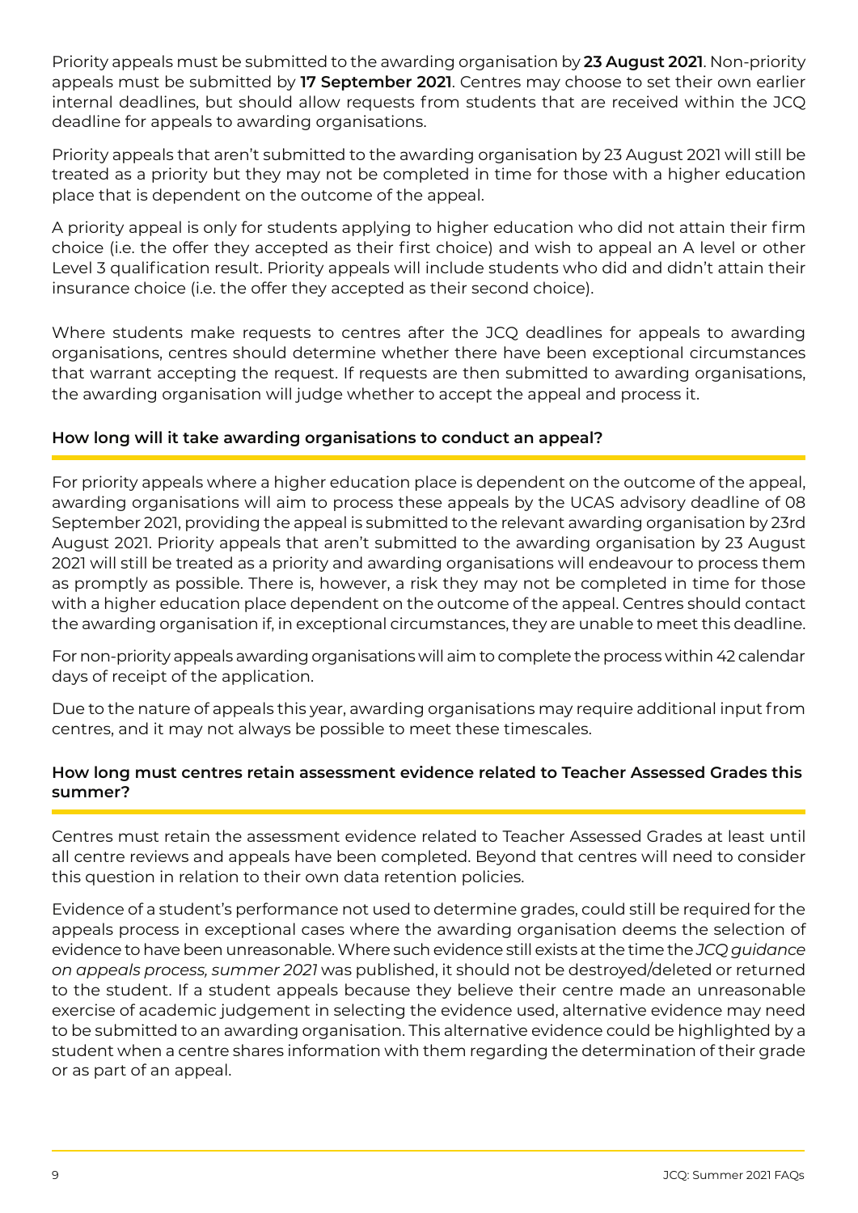Priority appeals must be submitted to the awarding organisation by **23 August 2021**. Non-priority appeals must be submitted by **17 September 2021**. Centres may choose to set their own earlier internal deadlines, but should allow requests from students that are received within the JCQ deadline for appeals to awarding organisations.

Priority appeals that aren't submitted to the awarding organisation by 23 August 2021 will still be treated as a priority but they may not be completed in time for those with a higher education place that is dependent on the outcome of the appeal.

A priority appeal is only for students applying to higher education who did not attain their firm choice (i.e. the offer they accepted as their first choice) and wish to appeal an A level or other Level 3 qualification result. Priority appeals will include students who did and didn't attain their insurance choice (i.e. the offer they accepted as their second choice).

Where students make requests to centres after the JCQ deadlines for appeals to awarding organisations, centres should determine whether there have been exceptional circumstances that warrant accepting the request. If requests are then submitted to awarding organisations, the awarding organisation will judge whether to accept the appeal and process it.

### How long will it take awarding organisations to conduct an appeal?

For priority appeals where a higher education place is dependent on the outcome of the appeal, awarding organisations will aim to process these appeals by the UCAS advisory deadline of 08 September 2021, providing the appeal is submitted to the relevant awarding organisation by 23rd August 2021. Priority appeals that aren't submitted to the awarding organisation by 23 August 2021 will still be treated as a priority and awarding organisations will endeavour to process them as promptly as possible. There is, however, a risk they may not be completed in time for those with a higher education place dependent on the outcome of the appeal. Centres should contact the awarding organisation if, in exceptional circumstances, they are unable to meet this deadline.

For non-priority appeals awarding organisations will aim to complete the process within 42 calendar days of receipt of the application.

Due to the nature of appeals this year, awarding organisations may require additional input from centres, and it may not always be possible to meet these timescales.

### How long must centres retain assessment evidence related to Teacher Assessed Grades this summer?

Centres must retain the assessment evidence related to Teacher Assessed Grades at least until all centre reviews and appeals have been completed. Beyond that centres will need to consider this question in relation to their own data retention policies.

Evidence of a student's performance not used to determine grades, could still be required for the appeals process in exceptional cases where the awarding organisation deems the selection of evidence to have been unreasonable. Where such evidence still exists at the time the *JCQ guidance on appeals process, summer 2021* was published, it should not be destroyed/deleted or returned to the student. If a student appeals because they believe their centre made an unreasonable exercise of academic judgement in selecting the evidence used, alternative evidence may need to be submitted to an awarding organisation. This alternative evidence could be highlighted by a student when a centre shares information with them regarding the determination of their grade or as part of an appeal.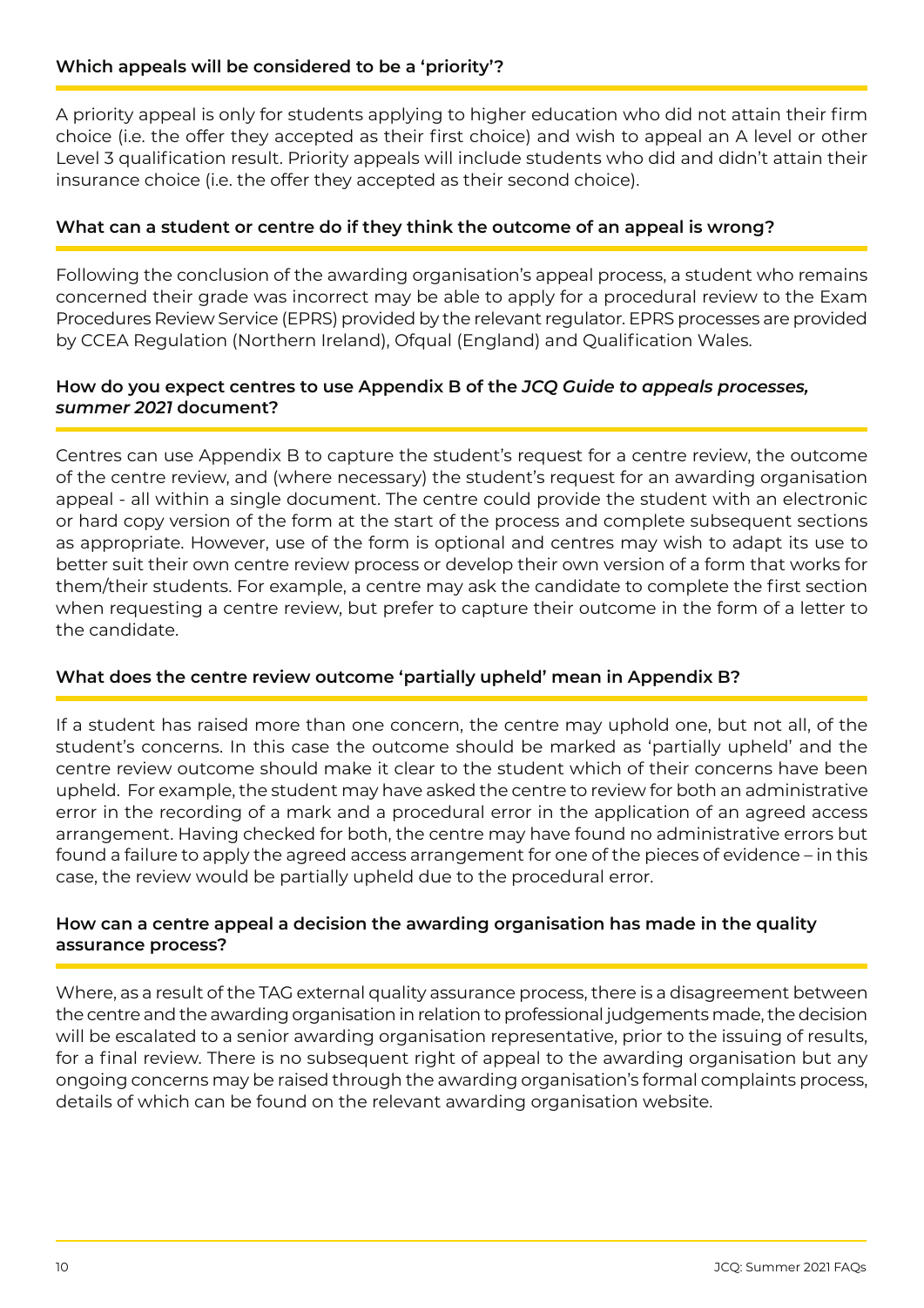### Which appeals will be considered to be a 'priority'?

A priority appeal is only for students applying to higher education who did not attain their firm choice (i.e. the offer they accepted as their first choice) and wish to appeal an A level or other Level 3 qualification result. Priority appeals will include students who did and didn't attain their insurance choice (i.e. the offer they accepted as their second choice).

### What can a student or centre do if they think the outcome of an appeal is wrong?

Following the conclusion of the awarding organisation's appeal process, a student who remains concerned their grade was incorrect may be able to apply for a procedural review to the Exam Procedures Review Service (EPRS) provided by the relevant regulator. EPRS processes are provided by CCEA Regulation (Northern Ireland), Ofqual (England) and Qualification Wales.

### How do you expect centres to use Appendix B of the *JCQ Guide to appeals processes, summer 2021* document?

Centres can use Appendix B to capture the student's request for a centre review, the outcome of the centre review, and (where necessary) the student's request for an awarding organisation appeal - all within a single document. The centre could provide the student with an electronic or hard copy version of the form at the start of the process and complete subsequent sections as appropriate. However, use of the form is optional and centres may wish to adapt its use to better suit their own centre review process or develop their own version of a form that works for them/their students. For example, a centre may ask the candidate to complete the first section when requesting a centre review, but prefer to capture their outcome in the form of a letter to the candidate.

### What does the centre review outcome 'partially upheld' mean in Appendix B?

If a student has raised more than one concern, the centre may uphold one, but not all, of the student's concerns. In this case the outcome should be marked as 'partially upheld' and the centre review outcome should make it clear to the student which of their concerns have been upheld. For example, the student may have asked the centre to review for both an administrative error in the recording of a mark and a procedural error in the application of an agreed access arrangement. Having checked for both, the centre may have found no administrative errors but found a failure to apply the agreed access arrangement for one of the pieces of evidence – in this case, the review would be partially upheld due to the procedural error.

### How can a centre appeal a decision the awarding organisation has made in the quality assurance process?

Where, as a result of the TAG external quality assurance process, there is a disagreement between the centre and the awarding organisation in relation to professional judgements made, the decision will be escalated to a senior awarding organisation representative, prior to the issuing of results, for a final review. There is no subsequent right of appeal to the awarding organisation but any ongoing concerns may be raised through the awarding organisation's formal complaints process, details of which can be found on the relevant awarding organisation website.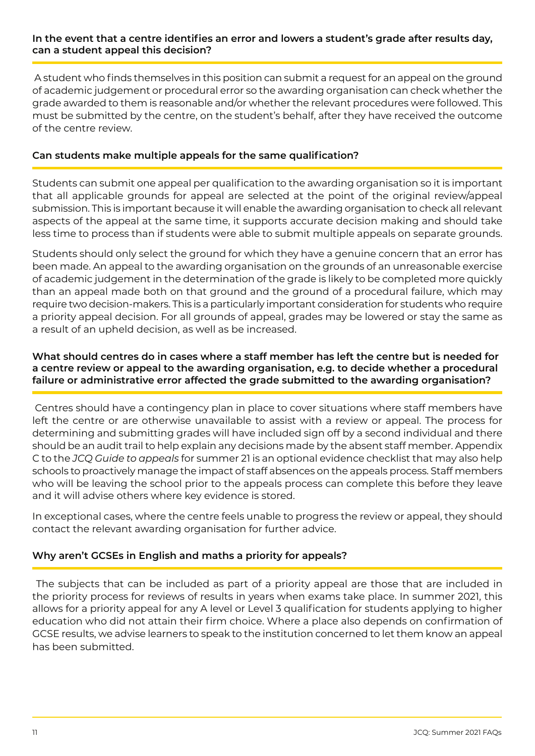### In the event that a centre identifies an error and lowers a student's grade after results day, can a student appeal this decision?

A student who finds themselves in this position can submit a request for an appeal on the ground of academic judgement or procedural error so the awarding organisation can check whether the grade awarded to them is reasonable and/or whether the relevant procedures were followed. This must be submitted by the centre, on the student's behalf, after they have received the outcome of the centre review.

### Can students make multiple appeals for the same qualification?

Students can submit one appeal per qualification to the awarding organisation so it is important that all applicable grounds for appeal are selected at the point of the original review/appeal submission. This is important because it will enable the awarding organisation to check all relevant aspects of the appeal at the same time, it supports accurate decision making and should take less time to process than if students were able to submit multiple appeals on separate grounds.

Students should only select the ground for which they have a genuine concern that an error has been made. An appeal to the awarding organisation on the grounds of an unreasonable exercise of academic judgement in the determination of the grade is likely to be completed more quickly than an appeal made both on that ground and the ground of a procedural failure, which may require two decision-makers. This is a particularly important consideration for students who require a priority appeal decision. For all grounds of appeal, grades may be lowered or stay the same as a result of an upheld decision, as well as be increased.

### What should centres do in cases where a staff member has left the centre but is needed for a centre review or appeal to the awarding organisation, e.g. to decide whether a procedural failure or administrative error affected the grade submitted to the awarding organisation?

Centres should have a contingency plan in place to cover situations where staff members have left the centre or are otherwise unavailable to assist with a review or appeal. The process for determining and submitting grades will have included sign off by a second individual and there should be an audit trail to help explain any decisions made by the absent staff member. Appendix C to the *JCQ Guide to appeals* for summer 21 is an optional evidence checklist that may also help schools to proactively manage the impact of staff absences on the appeals process. Staff members who will be leaving the school prior to the appeals process can complete this before they leave and it will advise others where key evidence is stored.

In exceptional cases, where the centre feels unable to progress the review or appeal, they should contact the relevant awarding organisation for further advice.

### Why aren't GCSEs in English and maths a priority for appeals?

The subjects that can be included as part of a priority appeal are those that are included in the priority process for reviews of results in years when exams take place. In summer 2021, this allows for a priority appeal for any A level or Level 3 qualification for students applying to higher education who did not attain their firm choice. Where a place also depends on confirmation of GCSE results, we advise learners to speak to the institution concerned to let them know an appeal has been submitted.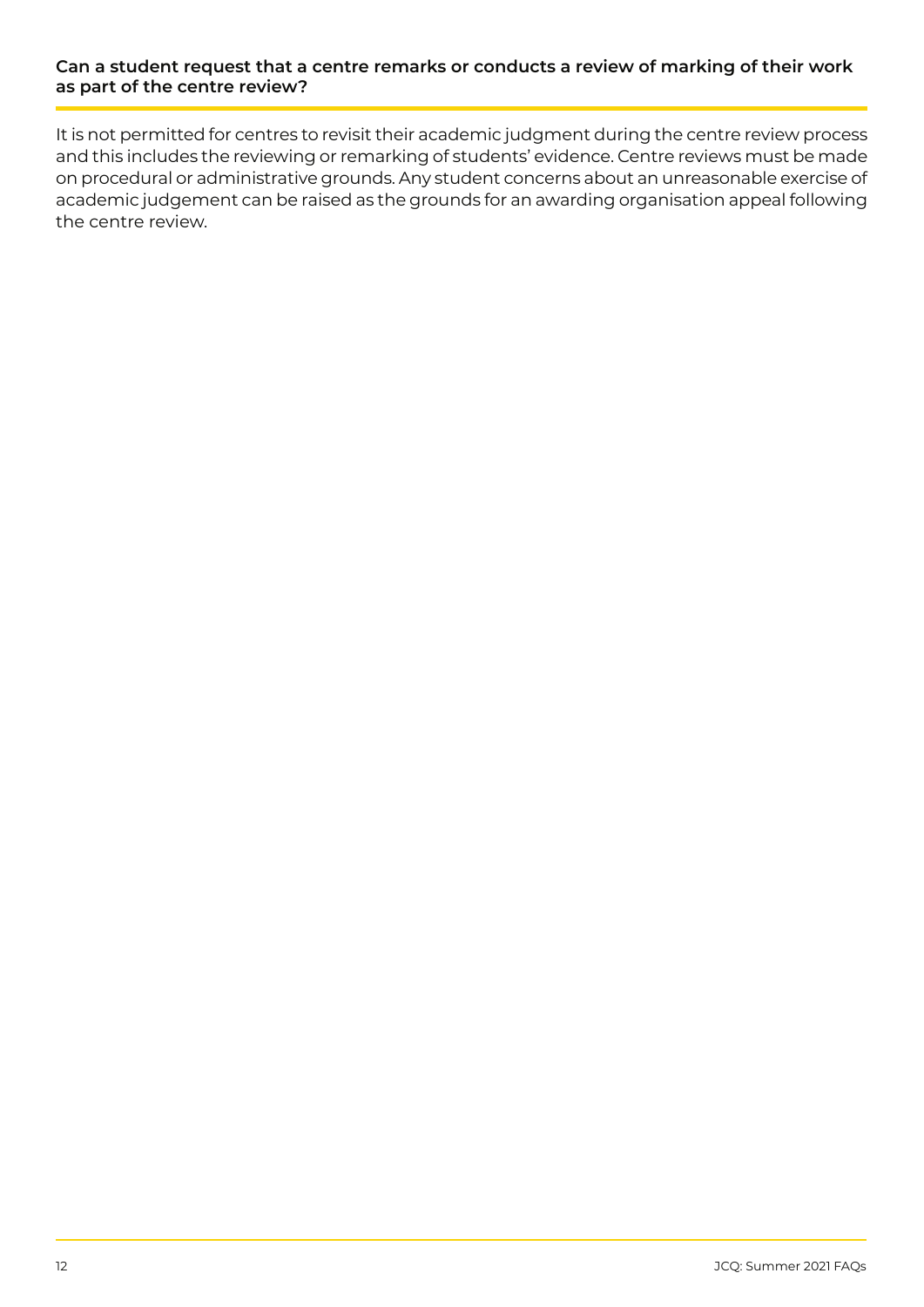### Can a student request that a centre remarks or conducts a review of marking of their work as part of the centre review?

It is not permitted for centres to revisit their academic judgment during the centre review process and this includes the reviewing or remarking of students' evidence. Centre reviews must be made on procedural or administrative grounds. Any student concerns about an unreasonable exercise of academic judgement can be raised as the grounds for an awarding organisation appeal following the centre review.